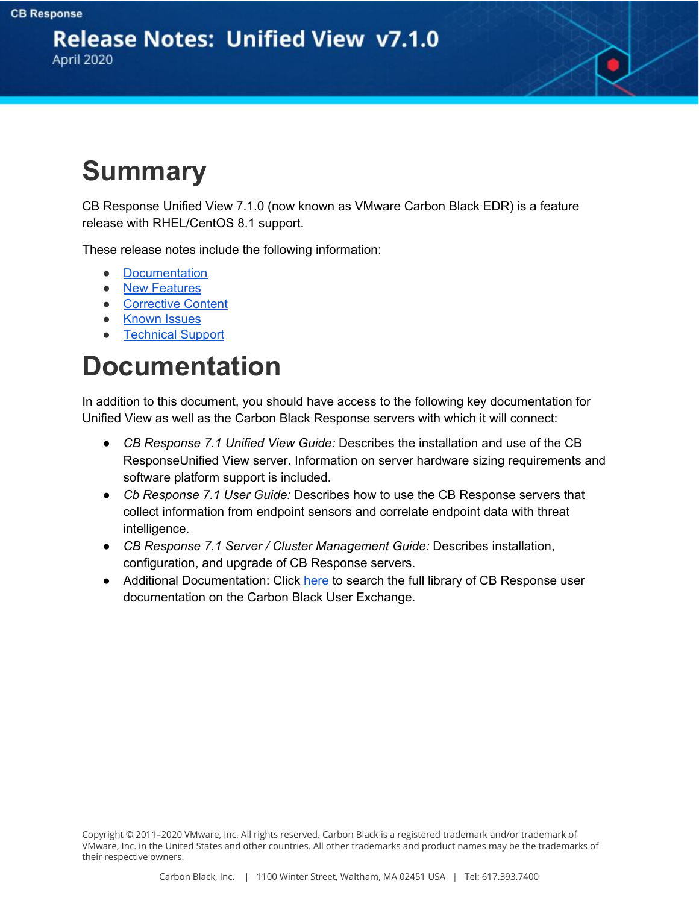CB Response

# Release Notes: Unified View v7.1.0

April 2020

# Summary

CB Response Unified View 7.1.0 (now known as VMware Carbon Black EDR) is a feature release with RHEL/CentOS 8.1 support.

These release notes include the following information:

- Documentation
- New Features
- Corrective Content
- Known Issues
- Technical Support

# Documentation

In addition to this document, you should have access to the following key documentation for Unified View as well as the Carbon Black Response servers with which it will connect:

- *CB Response 7.1 Unified View Guide:* Describes the installation and use of the CB ResponseUnified View server. Information on server hardware sizing requirements and software platform support is included.
- *Cb Response 7.1 User Guide:* Describes how to use the CB Response servers that collect information from endpoint sensors and correlate endpoint data with threat intelligence.
- *CB Response 7.1 Server / Cluster Management Guide:* Describes installation, configuration, and upgrade of CB Response servers.
- Additional Documentation: Click here to search the full library of CB Response user documentation on the Carbon Black User Exchange.

Copyright © 2011–2020 VMware, Inc. All rights reserved. Carbon Black is a registered trademark and/or trademark of VMware, Inc. in the United States and other countries. All other trademarks and product names may be the trademarks of their respective owners.

Carbon Black, Inc. | 1100 Winter Street, Waltham, MA 02451 USA | Tel: 617.393.7400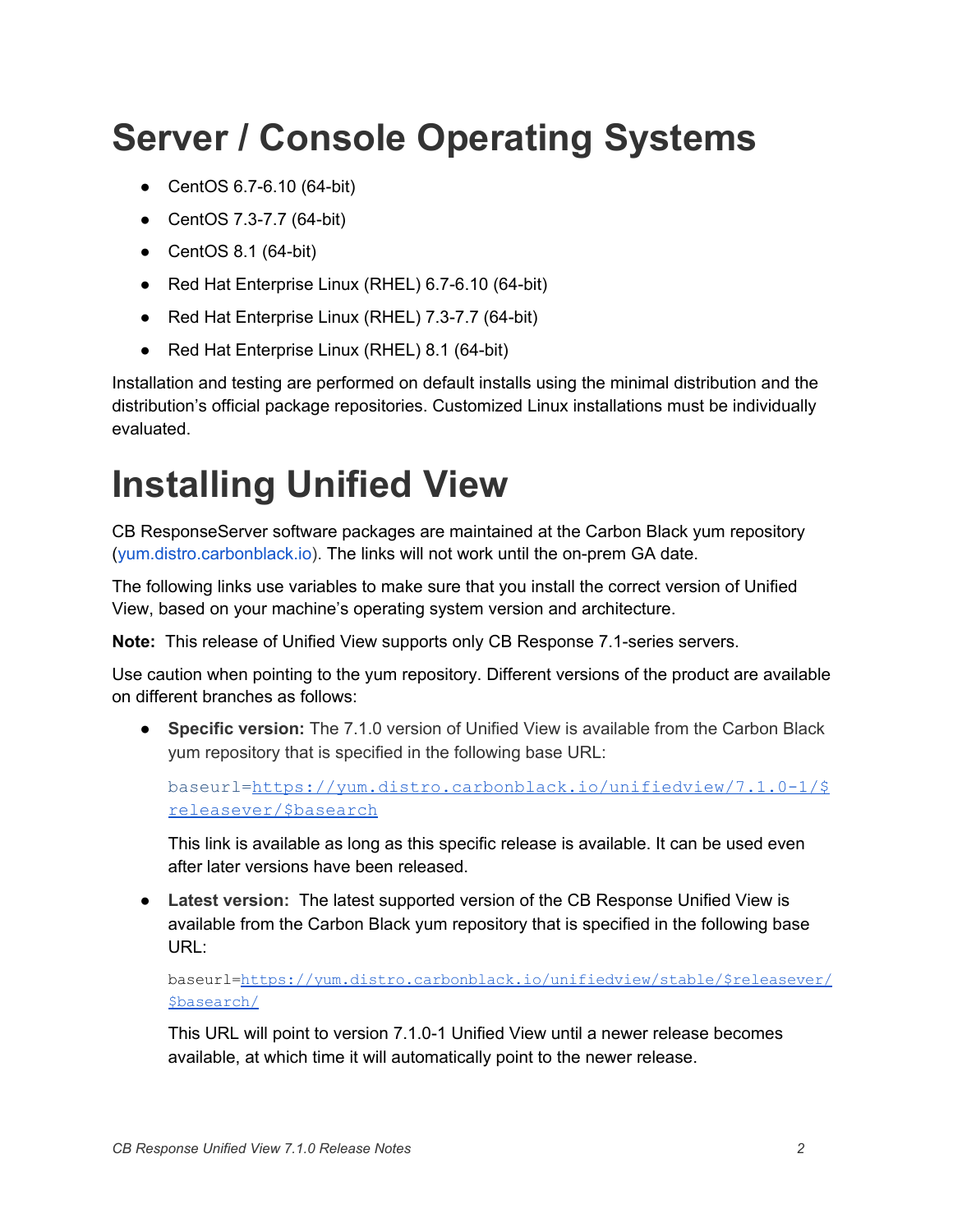# Server / Console Operating Systems

- CentOS 6.7-6.10 (64-bit)
- CentOS 7.3-7.7 (64-bit)
- CentOS 8.1 (64-bit)
- Red Hat Enterprise Linux (RHEL) 6.7-6.10 (64-bit)
- Red Hat Enterprise Linux (RHEL) 7.3-7.7 (64-bit)
- Red Hat Enterprise Linux (RHEL) 8.1 (64-bit)

Installation and testing are performed on default installs using the minimal distribution and the distribution's official package repositories. Customized Linux installations must be individually evaluated.

# Installing Unified View

CB ResponseServer software packages are maintained at the Carbon Black yum repository (yum.distro.carbonblack.io). The links will not work until the on-prem GA date.

The following links use variables to make sure that you install the correct version of Unified View, based on your machine's operating system version and architecture.

**Note:** This release of Unified View supports only CB Response 7.1-series servers.

Use caution when pointing to the yum repository. Different versions of the product are available on different branches as follows:

- **Specific version:** The 7.1.0 version of Unified View is available from the Carbon Black yum repository that is specified in the following base URL:

  ```
  baseurl=https://yum.distro.carbonblack.io/unifiedview/7.1.0-1/$releasever/$basearch
  ```

  This link is available as long as this specific release is available. It can be used even after later versions have been released.

- **Latest version:** The latest supported version of the CB Response Unified View is available from the Carbon Black yum repository that is specified in the following base URL:

  ```
  baseurl=https://yum.distro.carbonblack.io/unifiedview/stable/$releasever/$basearch/
  ```

  This URL will point to version 7.1.0-1 Unified View until a newer release becomes available, at which time it will automatically point to the newer release.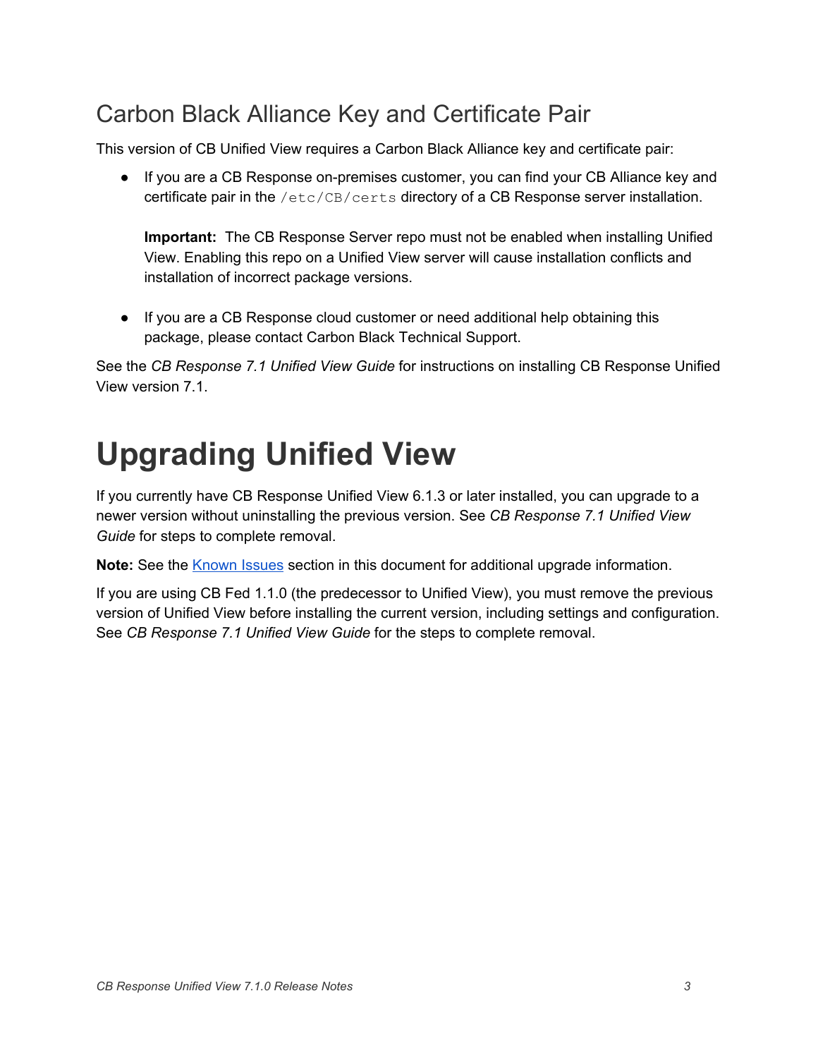## Carbon Black Alliance Key and Certificate Pair

This version of CB Unified View requires a Carbon Black Alliance key and certificate pair:

- If you are a CB Response on-premises customer, you can find your CB Alliance key and certificate pair in the `/etc/CB/certs` directory of a CB Response server installation.

  **Important:** The CB Response Server repo must not be enabled when installing Unified View. Enabling this repo on a Unified View server will cause installation conflicts and installation of incorrect package versions.

- If you are a CB Response cloud customer or need additional help obtaining this package, please contact Carbon Black Technical Support.

See the *CB Response 7.1 Unified View Guide* for instructions on installing CB Response Unified View version 7.1.

# Upgrading Unified View

If you currently have CB Response Unified View 6.1.3 or later installed, you can upgrade to a newer version without uninstalling the previous version. See *CB Response 7.1 Unified View Guide* for steps to complete removal.

**Note:** See the Known Issues section in this document for additional upgrade information.

If you are using CB Fed 1.1.0 (the predecessor to Unified View), you must remove the previous version of Unified View before installing the current version, including settings and configuration. See *CB Response 7.1 Unified View Guide* for the steps to complete removal.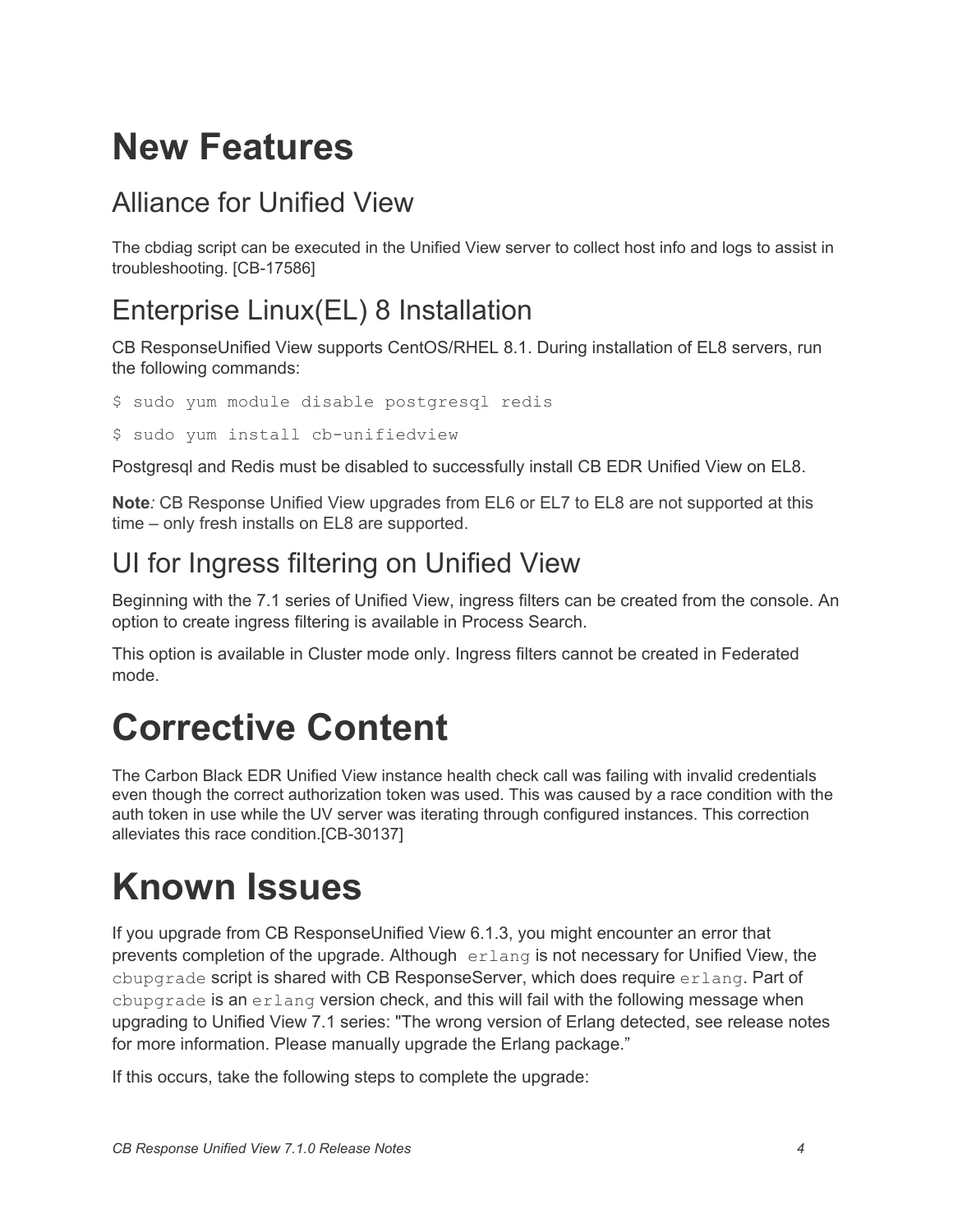# New Features

## Alliance for Unified View

The cbdiag script can be executed in the Unified View server to collect host info and logs to assist in troubleshooting. [CB-17586]

## Enterprise Linux(EL) 8 Installation

CB ResponseUnified View supports CentOS/RHEL 8.1. During installation of EL8 servers, run the following commands:

```
$ sudo yum module disable postgresql redis
```

```
$ sudo yum install cb-unifiedview
```

Postgresql and Redis must be disabled to successfully install CB EDR Unified View on EL8.

**Note***:* CB Response Unified View upgrades from EL6 or EL7 to EL8 are not supported at this time – only fresh installs on EL8 are supported.

## UI for Ingress filtering on Unified View

Beginning with the 7.1 series of Unified View, ingress filters can be created from the console. An option to create ingress filtering is available in Process Search.

This option is available in Cluster mode only. Ingress filters cannot be created in Federated mode.

# Corrective Content

The Carbon Black EDR Unified View instance health check call was failing with invalid credentials even though the correct authorization token was used. This was caused by a race condition with the auth token in use while the UV server was iterating through configured instances. This correction alleviates this race condition.[CB-30137]

# Known Issues

If you upgrade from CB ResponseUnified View 6.1.3, you might encounter an error that prevents completion of the upgrade. Although `erlang` is not necessary for Unified View, the `cbupgrade` script is shared with CB ResponseServer, which does require `erlang`. Part of `cbupgrade` is an `erlang` version check, and this will fail with the following message when upgrading to Unified View 7.1 series: "The wrong version of Erlang detected, see release notes for more information. Please manually upgrade the Erlang package."

If this occurs, take the following steps to complete the upgrade: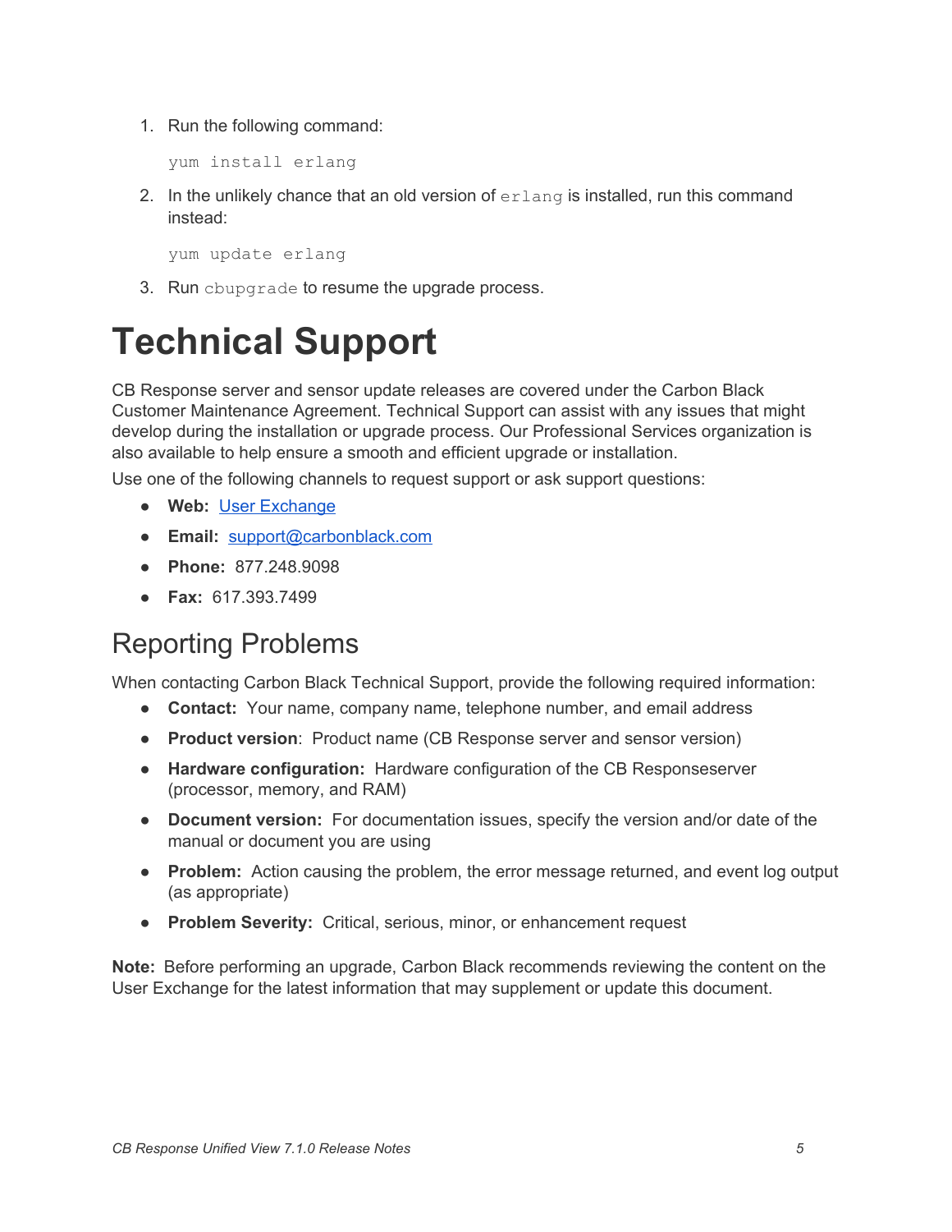1. Run the following command:

   ```
   yum install erlang
   ```

2. In the unlikely chance that an old version of `erlang` is installed, run this command instead:

   ```
   yum update erlang
   ```

3. Run `cbupgrade` to resume the upgrade process.

# Technical Support

CB Response server and sensor update releases are covered under the Carbon Black Customer Maintenance Agreement. Technical Support can assist with any issues that might develop during the installation or upgrade process. Our Professional Services organization is also available to help ensure a smooth and efficient upgrade or installation.

Use one of the following channels to request support or ask support questions:

- **Web:** User Exchange
- **Email:** support@carbonblack.com
- **Phone:** 877.248.9098
- **Fax:** 617.393.7499

## Reporting Problems

When contacting Carbon Black Technical Support, provide the following required information:

- **Contact:** Your name, company name, telephone number, and email address
- **Product version**: Product name (CB Response server and sensor version)
- **Hardware configuration:** Hardware configuration of the CB Responseserver (processor, memory, and RAM)
- **Document version:** For documentation issues, specify the version and/or date of the manual or document you are using
- **Problem:** Action causing the problem, the error message returned, and event log output (as appropriate)
- **Problem Severity:** Critical, serious, minor, or enhancement request

**Note:** Before performing an upgrade, Carbon Black recommends reviewing the content on the User Exchange for the latest information that may supplement or update this document.